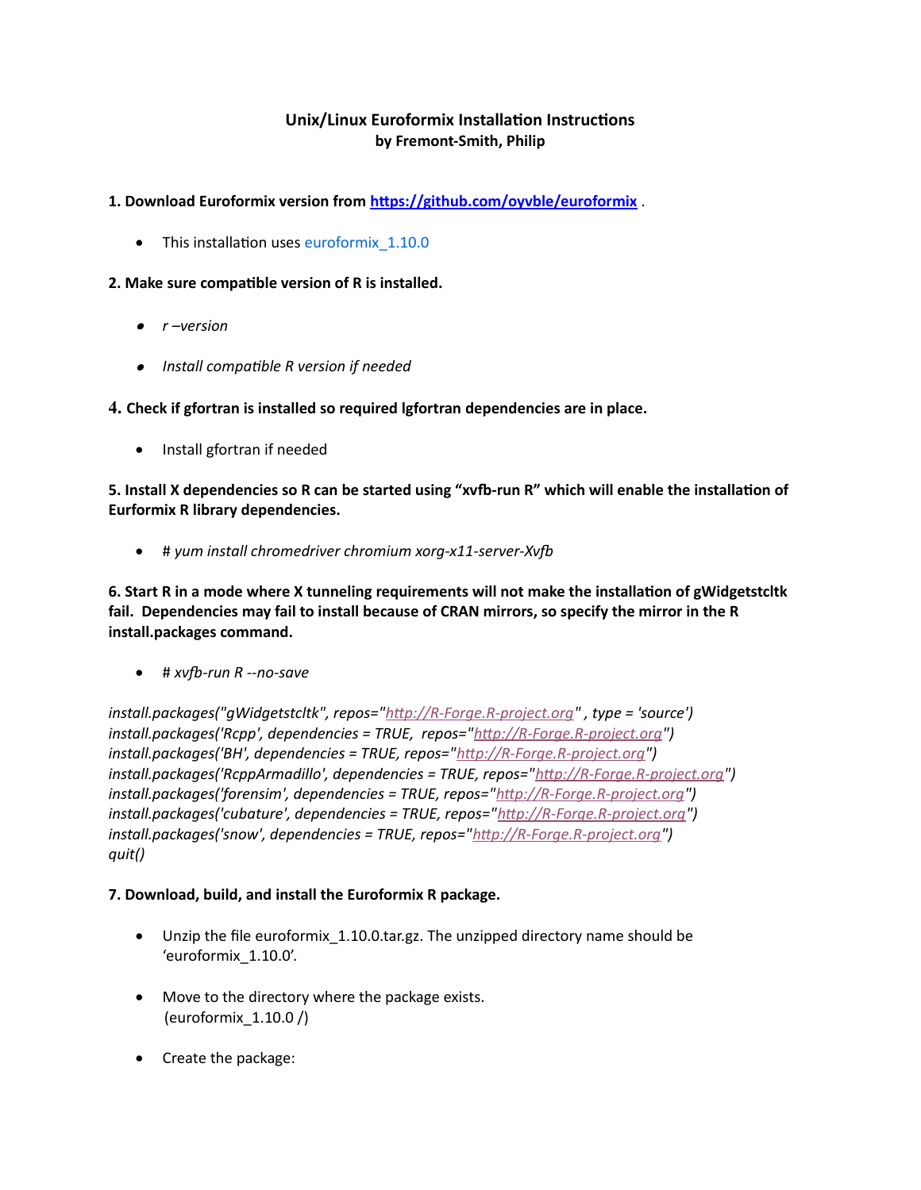# Unix/Linux Euroformix Installation Instructions

**by Fremont-Smith, Philip**

**1. Download Euroformix version from [https://github.com/oyvble/euroformix](https://github.com/oyvble/euroformix) .**

- This installation uses euroformix_1.10.0

**2. Make sure compatible version of R is installed.**

- *r –version*
- *Install compatible R version if needed*

**4. Check if gfortran is installed so required lgfortran dependencies are in place.**

- Install gfortran if needed

**5. Install X dependencies so R can be started using "xvfb-run R" which will enable the installation of Eurformix R library dependencies.**

- *# yum install chromedriver chromium xorg-x11-server-Xvfb*

**6. Start R in a mode where X tunneling requirements will not make the installation of gWidgetstcltk fail. Dependencies may fail to install because of CRAN mirrors, so specify the mirror in the R install.packages command.**

- *# xvfb-run R --no-save*

```
install.packages("gWidgetstcltk", repos="http://R-Forge.R-project.org" , type = 'source')
install.packages('Rcpp', dependencies = TRUE,  repos="http://R-Forge.R-project.org")
install.packages('BH', dependencies = TRUE, repos="http://R-Forge.R-project.org")
install.packages('RcppArmadillo', dependencies = TRUE, repos="http://R-Forge.R-project.org")
install.packages('forensim', dependencies = TRUE, repos="http://R-Forge.R-project.org")
install.packages('cubature', dependencies = TRUE, repos="http://R-Forge.R-project.org")
install.packages('snow', dependencies = TRUE, repos="http://R-Forge.R-project.org")
quit()
```

**7. Download, build, and install the Euroformix R package.**

- Unzip the file euroformix_1.10.0.tar.gz. The unzipped directory name should be 'euroformix_1.10.0'.
- Move to the directory where the package exists.
  (euroformix_1.10.0 /)
- Create the package: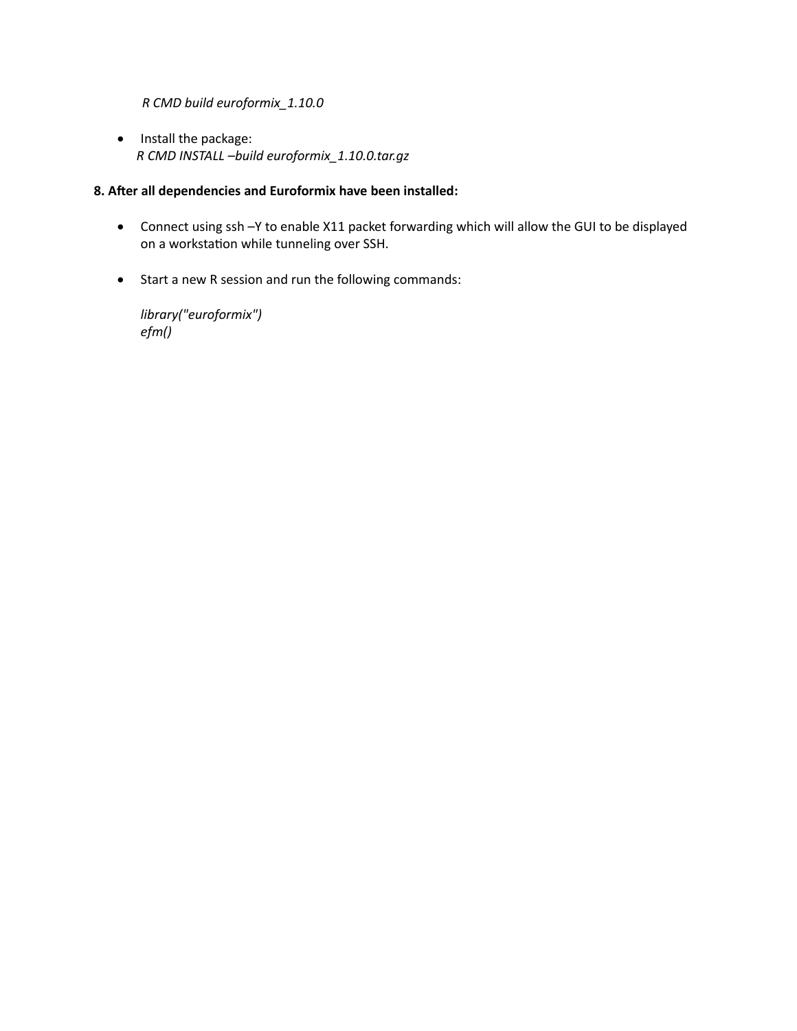*R CMD build euroformix_1.10.0*

- Install the package:
  *R CMD INSTALL –build euroformix_1.10.0.tar.gz*

**8. After all dependencies and Euroformix have been installed:**

- Connect using ssh –Y to enable X11 packet forwarding which will allow the GUI to be displayed on a workstation while tunneling over SSH.

- Start a new R session and run the following commands:

  *library("euroformix")*
  *efm()*